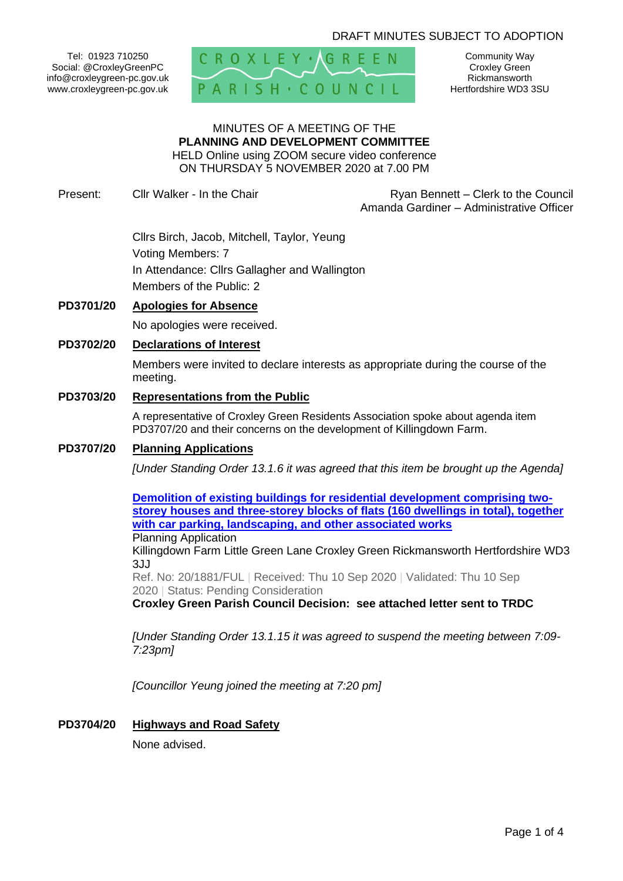DRAFT MINUTES SUBJECT TO ADOPTION

Tel: 01923 710250
Social: @CroxleyGreenPC
info@croxleygreen-pc.gov.uk
www.croxleygreen-pc.gov.uk

CROXLEY GREEN PARISH COUNCIL

Community Way
Croxley Green
Rickmansworth
Hertfordshire WD3 3SU

MINUTES OF A MEETING OF THE
**PLANNING AND DEVELOPMENT COMMITTEE**
HELD Online using ZOOM secure video conference
ON THURSDAY 5 NOVEMBER 2020 at 7.00 PM

Present: Cllr Walker - In the Chair

Ryan Bennett – Clerk to the Council
Amanda Gardiner – Administrative Officer

Cllrs Birch, Jacob, Mitchell, Taylor, Yeung
Voting Members: 7
In Attendance: Cllrs Gallagher and Wallington
Members of the Public: 2

**PD3701/20 Apologies for Absence**

No apologies were received.

**PD3702/20 Declarations of Interest**

Members were invited to declare interests as appropriate during the course of the meeting.

**PD3703/20 Representations from the Public**

A representative of Croxley Green Residents Association spoke about agenda item PD3707/20 and their concerns on the development of Killingdown Farm.

**PD3707/20 Planning Applications**

*[Under Standing Order 13.1.6 it was agreed that this item be brought up the Agenda]*

**Demolition of existing buildings for residential development comprising two-storey houses and three-storey blocks of flats (160 dwellings in total), together with car parking, landscaping, and other associated works**
Planning Application
Killingdown Farm Little Green Lane Croxley Green Rickmansworth Hertfordshire WD3 3JJ
Ref. No: 20/1881/FUL | Received: Thu 10 Sep 2020 | Validated: Thu 10 Sep 2020 | Status: Pending Consideration
**Croxley Green Parish Council Decision: see attached letter sent to TRDC**

*[Under Standing Order 13.1.15 it was agreed to suspend the meeting between 7:09-7:23pm]*

*[Councillor Yeung joined the meeting at 7:20 pm]*

**PD3704/20 Highways and Road Safety**

None advised.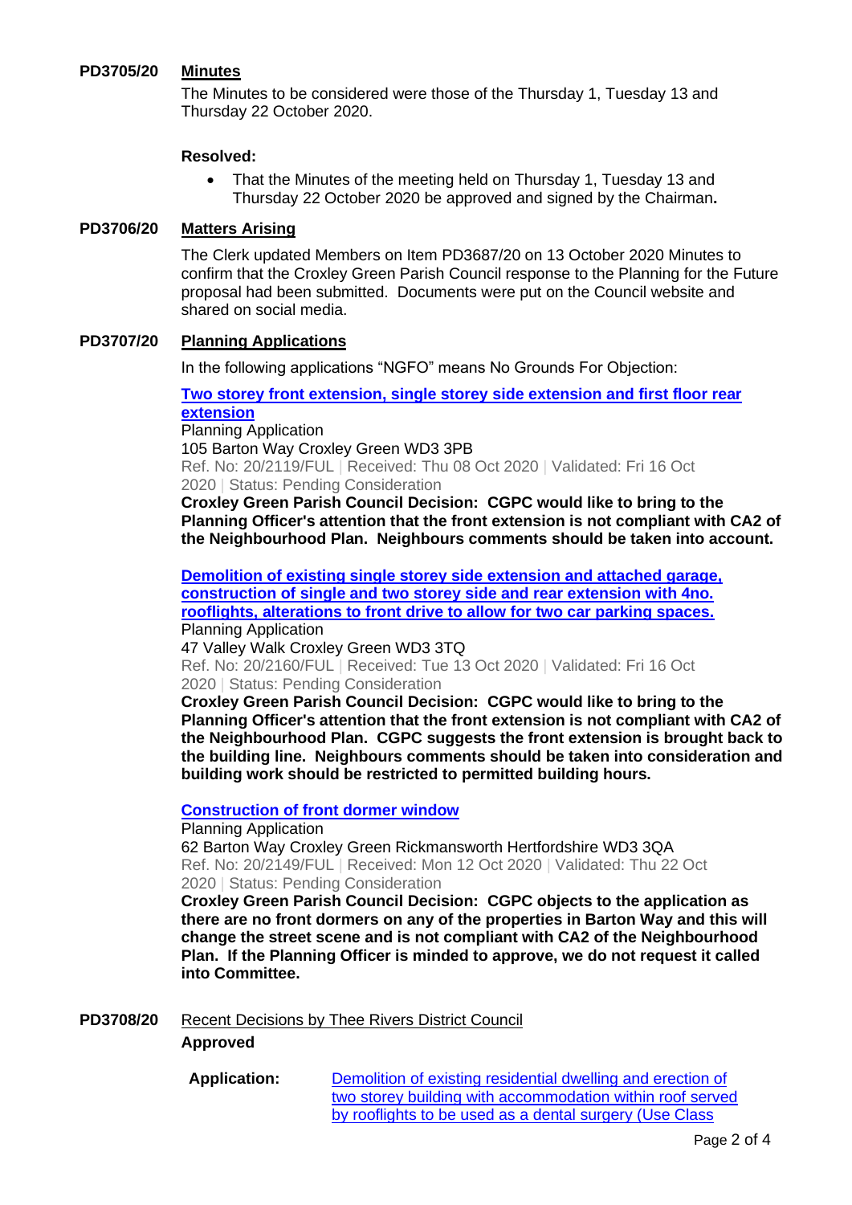**PD3705/20** **Minutes**

The Minutes to be considered were those of the Thursday 1, Tuesday 13 and Thursday 22 October 2020.

**Resolved:**

- That the Minutes of the meeting held on Thursday 1, Tuesday 13 and Thursday 22 October 2020 be approved and signed by the Chairman**.**

**PD3706/20** **Matters Arising**

The Clerk updated Members on Item PD3687/20 on 13 October 2020 Minutes to confirm that the Croxley Green Parish Council response to the Planning for the Future proposal had been submitted. Documents were put on the Council website and shared on social media.

**PD3707/20** **Planning Applications**

In the following applications "NGFO" means No Grounds For Objection:

**Two storey front extension, single storey side extension and first floor rear extension**

Planning Application

105 Barton Way Croxley Green WD3 3PB

Ref. No: 20/2119/FUL | Received: Thu 08 Oct 2020 | Validated: Fri 16 Oct 2020 | Status: Pending Consideration

**Croxley Green Parish Council Decision: CGPC would like to bring to the Planning Officer's attention that the front extension is not compliant with CA2 of the Neighbourhood Plan. Neighbours comments should be taken into account.**

**Demolition of existing single storey side extension and attached garage, construction of single and two storey side and rear extension with 4no. rooflights, alterations to front drive to allow for two car parking spaces.**

Planning Application

47 Valley Walk Croxley Green WD3 3TQ

Ref. No: 20/2160/FUL | Received: Tue 13 Oct 2020 | Validated: Fri 16 Oct 2020 | Status: Pending Consideration

**Croxley Green Parish Council Decision: CGPC would like to bring to the Planning Officer's attention that the front extension is not compliant with CA2 of the Neighbourhood Plan. CGPC suggests the front extension is brought back to the building line. Neighbours comments should be taken into consideration and building work should be restricted to permitted building hours.**

**Construction of front dormer window**

Planning Application

62 Barton Way Croxley Green Rickmansworth Hertfordshire WD3 3QA

Ref. No: 20/2149/FUL | Received: Mon 12 Oct 2020 | Validated: Thu 22 Oct 2020 | Status: Pending Consideration

**Croxley Green Parish Council Decision: CGPC objects to the application as there are no front dormers on any of the properties in Barton Way and this will change the street scene and is not compliant with CA2 of the Neighbourhood Plan. If the Planning Officer is minded to approve, we do not request it called into Committee.**

**PD3708/20** Recent Decisions by Thee Rivers District Council

**Approved**

**Application:** Demolition of existing residential dwelling and erection of two storey building with accommodation within roof served by rooflights to be used as a dental surgery (Use Class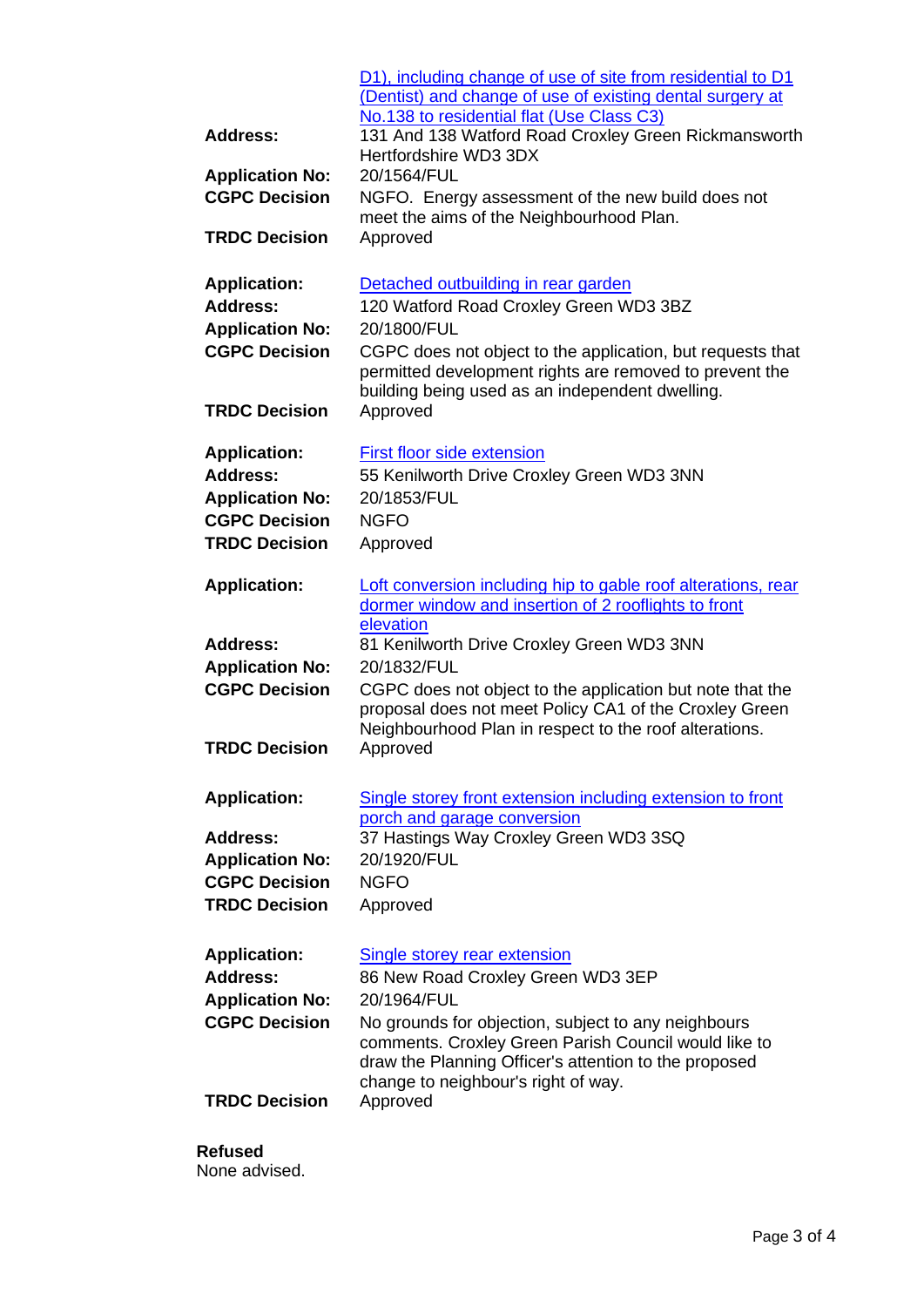| | |
|---|---|
| | D1), including change of use of site from residential to D1 (Dentist) and change of use of existing dental surgery at No.138 to residential flat (Use Class C3) |
| **Address:** | 131 And 138 Watford Road Croxley Green Rickmansworth Hertfordshire WD3 3DX |
| **Application No:** | 20/1564/FUL |
| **CGPC Decision** | NGFO. Energy assessment of the new build does not meet the aims of the Neighbourhood Plan. |
| **TRDC Decision** | Approved |

| | |
|---|---|
| **Application:** | Detached outbuilding in rear garden |
| **Address:** | 120 Watford Road Croxley Green WD3 3BZ |
| **Application No:** | 20/1800/FUL |
| **CGPC Decision** | CGPC does not object to the application, but requests that permitted development rights are removed to prevent the building being used as an independent dwelling. |
| **TRDC Decision** | Approved |

| | |
|---|---|
| **Application:** | First floor side extension |
| **Address:** | 55 Kenilworth Drive Croxley Green WD3 3NN |
| **Application No:** | 20/1853/FUL |
| **CGPC Decision** | NGFO |
| **TRDC Decision** | Approved |

| | |
|---|---|
| **Application:** | Loft conversion including hip to gable roof alterations, rear dormer window and insertion of 2 rooflights to front elevation |
| **Address:** | 81 Kenilworth Drive Croxley Green WD3 3NN |
| **Application No:** | 20/1832/FUL |
| **CGPC Decision** | CGPC does not object to the application but note that the proposal does not meet Policy CA1 of the Croxley Green Neighbourhood Plan in respect to the roof alterations. |
| **TRDC Decision** | Approved |

| | |
|---|---|
| **Application:** | Single storey front extension including extension to front porch and garage conversion |
| **Address:** | 37 Hastings Way Croxley Green WD3 3SQ |
| **Application No:** | 20/1920/FUL |
| **CGPC Decision** | NGFO |
| **TRDC Decision** | Approved |

| | |
|---|---|
| **Application:** | Single storey rear extension |
| **Address:** | 86 New Road Croxley Green WD3 3EP |
| **Application No:** | 20/1964/FUL |
| **CGPC Decision** | No grounds for objection, subject to any neighbours comments. Croxley Green Parish Council would like to draw the Planning Officer's attention to the proposed change to neighbour's right of way. |
| **TRDC Decision** | Approved |

**Refused**

None advised.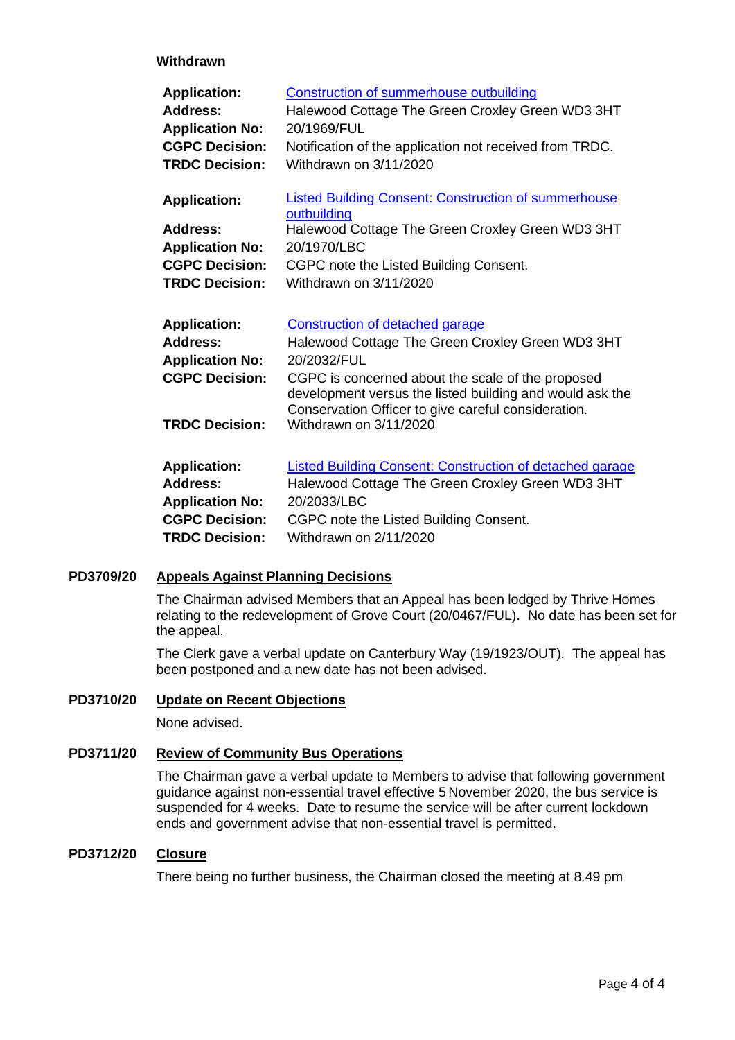**Withdrawn**

| | |
|---|---|
| **Application:** | Construction of summerhouse outbuilding |
| **Address:** | Halewood Cottage The Green Croxley Green WD3 3HT |
| **Application No:** | 20/1969/FUL |
| **CGPC Decision:** | Notification of the application not received from TRDC. |
| **TRDC Decision:** | Withdrawn on 3/11/2020 |

| | |
|---|---|
| **Application:** | Listed Building Consent: Construction of summerhouse outbuilding |
| **Address:** | Halewood Cottage The Green Croxley Green WD3 3HT |
| **Application No:** | 20/1970/LBC |
| **CGPC Decision:** | CGPC note the Listed Building Consent. |
| **TRDC Decision:** | Withdrawn on 3/11/2020 |

| | |
|---|---|
| **Application:** | Construction of detached garage |
| **Address:** | Halewood Cottage The Green Croxley Green WD3 3HT |
| **Application No:** | 20/2032/FUL |
| **CGPC Decision:** | CGPC is concerned about the scale of the proposed development versus the listed building and would ask the Conservation Officer to give careful consideration. |
| **TRDC Decision:** | Withdrawn on 3/11/2020 |

| | |
|---|---|
| **Application:** | Listed Building Consent: Construction of detached garage |
| **Address:** | Halewood Cottage The Green Croxley Green WD3 3HT |
| **Application No:** | 20/2033/LBC |
| **CGPC Decision:** | CGPC note the Listed Building Consent. |
| **TRDC Decision:** | Withdrawn on 2/11/2020 |

**PD3709/20 Appeals Against Planning Decisions**

The Chairman advised Members that an Appeal has been lodged by Thrive Homes relating to the redevelopment of Grove Court (20/0467/FUL). No date has been set for the appeal.

The Clerk gave a verbal update on Canterbury Way (19/1923/OUT). The appeal has been postponed and a new date has not been advised.

**PD3710/20 Update on Recent Objections**

None advised.

**PD3711/20 Review of Community Bus Operations**

The Chairman gave a verbal update to Members to advise that following government guidance against non-essential travel effective 5 November 2020, the bus service is suspended for 4 weeks. Date to resume the service will be after current lockdown ends and government advise that non-essential travel is permitted.

**PD3712/20 Closure**

There being no further business, the Chairman closed the meeting at 8.49 pm